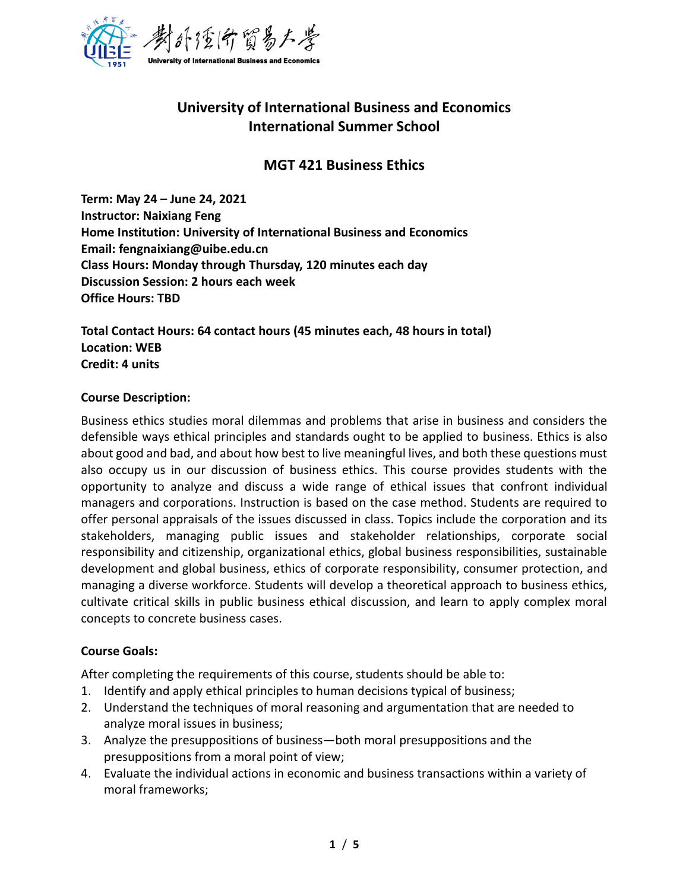# University of International Business and Economics
# International Summer School

## MGT 421 Business Ethics

**Term: May 24 – June 24, 2021**
**Instructor: Naixiang Feng**
**Home Institution: University of International Business and Economics**
**Email: fengnaixiang@uibe.edu.cn**
**Class Hours: Monday through Thursday, 120 minutes each day**
**Discussion Session: 2 hours each week**
**Office Hours: TBD**

**Total Contact Hours: 64 contact hours (45 minutes each, 48 hours in total)**
**Location: WEB**
**Credit: 4 units**

**Course Description:**

Business ethics studies moral dilemmas and problems that arise in business and considers the defensible ways ethical principles and standards ought to be applied to business. Ethics is also about good and bad, and about how best to live meaningful lives, and both these questions must also occupy us in our discussion of business ethics. This course provides students with the opportunity to analyze and discuss a wide range of ethical issues that confront individual managers and corporations. Instruction is based on the case method. Students are required to offer personal appraisals of the issues discussed in class. Topics include the corporation and its stakeholders, managing public issues and stakeholder relationships, corporate social responsibility and citizenship, organizational ethics, global business responsibilities, sustainable development and global business, ethics of corporate responsibility, consumer protection, and managing a diverse workforce. Students will develop a theoretical approach to business ethics, cultivate critical skills in public business ethical discussion, and learn to apply complex moral concepts to concrete business cases.

**Course Goals:**

After completing the requirements of this course, students should be able to:

1. Identify and apply ethical principles to human decisions typical of business;
2. Understand the techniques of moral reasoning and argumentation that are needed to analyze moral issues in business;
3. Analyze the presuppositions of business—both moral presuppositions and the presuppositions from a moral point of view;
4. Evaluate the individual actions in economic and business transactions within a variety of moral frameworks;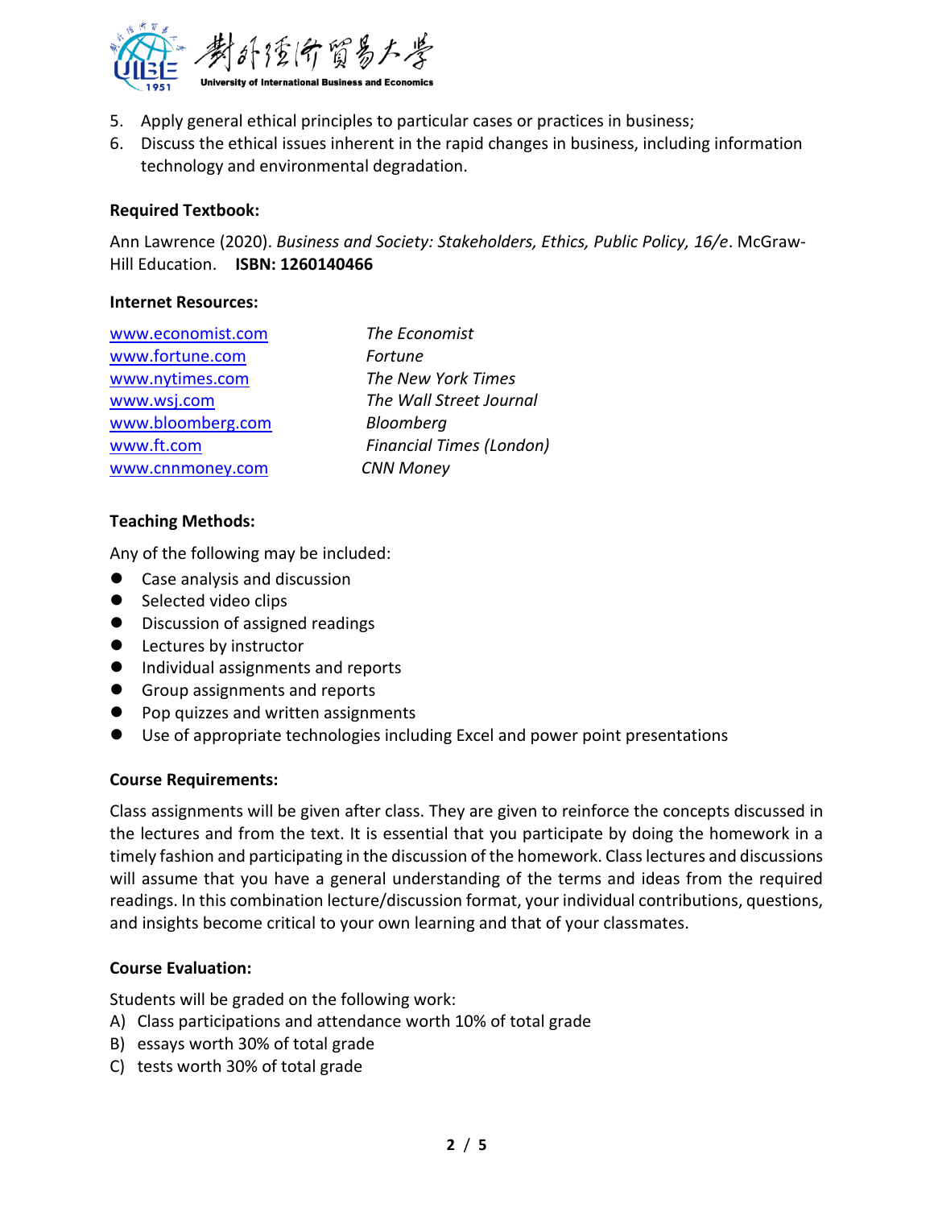5. Apply general ethical principles to particular cases or practices in business;
6. Discuss the ethical issues inherent in the rapid changes in business, including information technology and environmental degradation.

**Required Textbook:**

Ann Lawrence (2020). *Business and Society: Stakeholders, Ethics, Public Policy, 16/e*. McGraw-Hill Education. **ISBN: 1260140466**

**Internet Resources:**

| | |
|---|---|
| www.economist.com | *The Economist* |
| www.fortune.com | *Fortune* |
| www.nytimes.com | *The New York Times* |
| www.wsj.com | *The Wall Street Journal* |
| www.bloomberg.com | *Bloomberg* |
| www.ft.com | *Financial Times (London)* |
| www.cnnmoney.com | *CNN Money* |

**Teaching Methods:**

Any of the following may be included:

- Case analysis and discussion
- Selected video clips
- Discussion of assigned readings
- Lectures by instructor
- Individual assignments and reports
- Group assignments and reports
- Pop quizzes and written assignments
- Use of appropriate technologies including Excel and power point presentations

**Course Requirements:**

Class assignments will be given after class. They are given to reinforce the concepts discussed in the lectures and from the text. It is essential that you participate by doing the homework in a timely fashion and participating in the discussion of the homework. Class lectures and discussions will assume that you have a general understanding of the terms and ideas from the required readings. In this combination lecture/discussion format, your individual contributions, questions, and insights become critical to your own learning and that of your classmates.

**Course Evaluation:**

Students will be graded on the following work:

A) Class participations and attendance worth 10% of total grade
B) essays worth 30% of total grade
C) tests worth 30% of total grade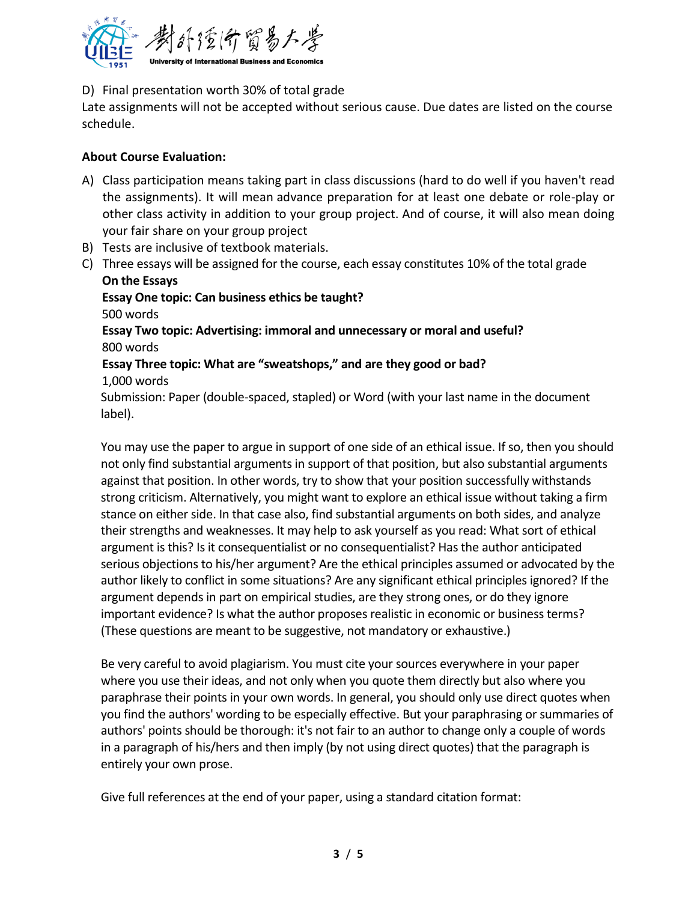D) Final presentation worth 30% of total grade

Late assignments will not be accepted without serious cause. Due dates are listed on the course schedule.

**About Course Evaluation:**

A) Class participation means taking part in class discussions (hard to do well if you haven't read the assignments). It will mean advance preparation for at least one debate or role-play or other class activity in addition to your group project. And of course, it will also mean doing your fair share on your group project
B) Tests are inclusive of textbook materials.
C) Three essays will be assigned for the course, each essay constitutes 10% of the total grade

**On the Essays**

**Essay One topic: Can business ethics be taught?**

500 words

**Essay Two topic: Advertising: immoral and unnecessary or moral and useful?**

800 words

**Essay Three topic: What are "sweatshops," and are they good or bad?**

1,000 words

Submission: Paper (double-spaced, stapled) or Word (with your last name in the document label).

You may use the paper to argue in support of one side of an ethical issue. If so, then you should not only find substantial arguments in support of that position, but also substantial arguments against that position. In other words, try to show that your position successfully withstands strong criticism. Alternatively, you might want to explore an ethical issue without taking a firm stance on either side. In that case also, find substantial arguments on both sides, and analyze their strengths and weaknesses. It may help to ask yourself as you read: What sort of ethical argument is this? Is it consequentialist or no consequentialist? Has the author anticipated serious objections to his/her argument? Are the ethical principles assumed or advocated by the author likely to conflict in some situations? Are any significant ethical principles ignored? If the argument depends in part on empirical studies, are they strong ones, or do they ignore important evidence? Is what the author proposes realistic in economic or business terms? (These questions are meant to be suggestive, not mandatory or exhaustive.)

Be very careful to avoid plagiarism. You must cite your sources everywhere in your paper where you use their ideas, and not only when you quote them directly but also where you paraphrase their points in your own words. In general, you should only use direct quotes when you find the authors' wording to be especially effective. But your paraphrasing or summaries of authors' points should be thorough: it's not fair to an author to change only a couple of words in a paragraph of his/hers and then imply (by not using direct quotes) that the paragraph is entirely your own prose.

Give full references at the end of your paper, using a standard citation format: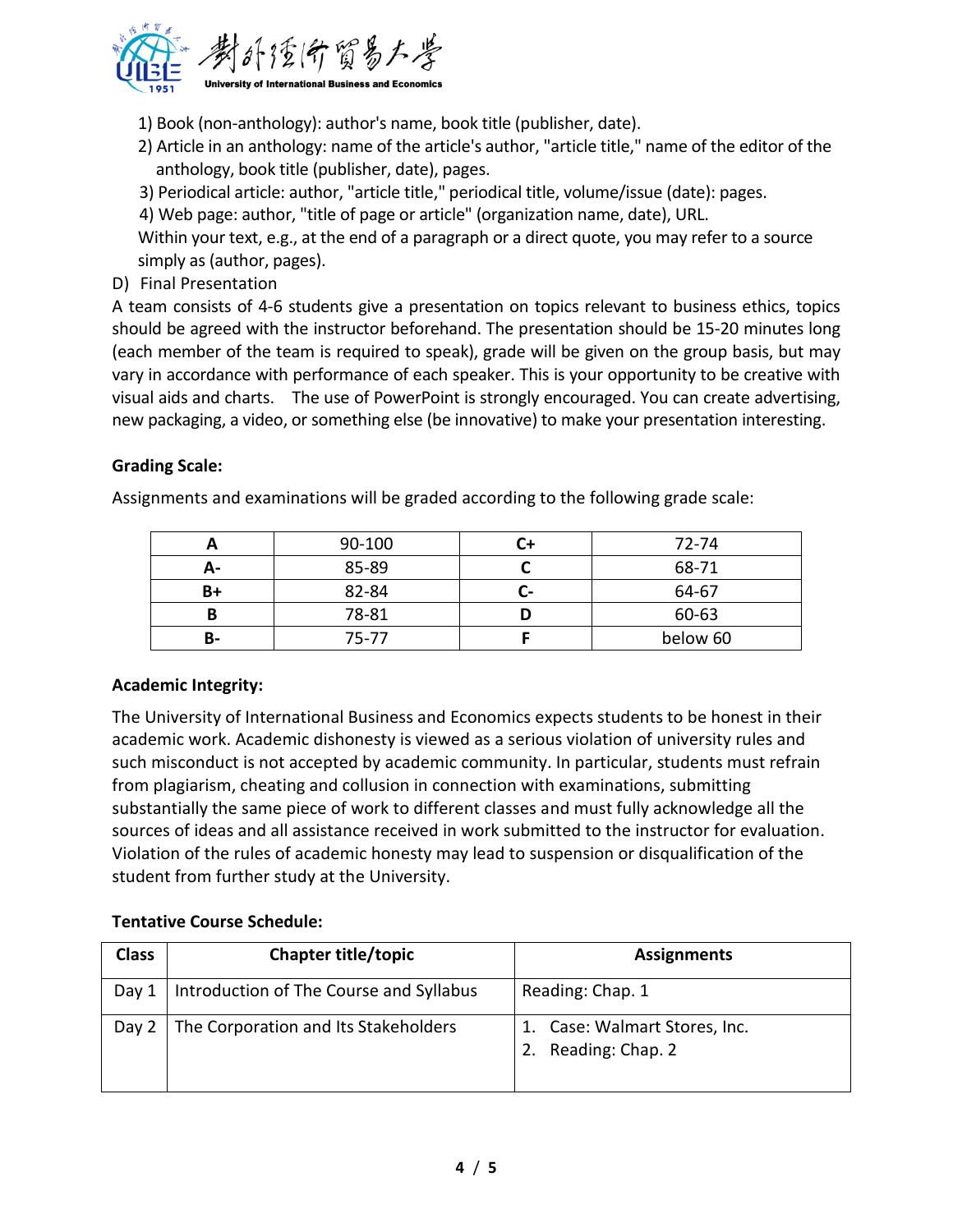1) Book (non-anthology): author's name, book title (publisher, date).
2) Article in an anthology: name of the article's author, "article title," name of the editor of the anthology, book title (publisher, date), pages.
3) Periodical article: author, "article title," periodical title, volume/issue (date): pages.
4) Web page: author, "title of page or article" (organization name, date), URL.

Within your text, e.g., at the end of a paragraph or a direct quote, you may refer to a source simply as (author, pages).

D) Final Presentation

A team consists of 4-6 students give a presentation on topics relevant to business ethics, topics should be agreed with the instructor beforehand. The presentation should be 15-20 minutes long (each member of the team is required to speak), grade will be given on the group basis, but may vary in accordance with performance of each speaker. This is your opportunity to be creative with visual aids and charts. The use of PowerPoint is strongly encouraged. You can create advertising, new packaging, a video, or something else (be innovative) to make your presentation interesting.

**Grading Scale:**

Assignments and examinations will be graded according to the following grade scale:

| **A** | 90-100 | **C+** | 72-74 |
|---|---|---|---|
| **A-** | 85-89 | **C** | 68-71 |
| **B+** | 82-84 | **C-** | 64-67 |
| **B** | 78-81 | **D** | 60-63 |
| **B-** | 75-77 | **F** | below 60 |

**Academic Integrity:**

The University of International Business and Economics expects students to be honest in their academic work. Academic dishonesty is viewed as a serious violation of university rules and such misconduct is not accepted by academic community. In particular, students must refrain from plagiarism, cheating and collusion in connection with examinations, submitting substantially the same piece of work to different classes and must fully acknowledge all the sources of ideas and all assistance received in work submitted to the instructor for evaluation. Violation of the rules of academic honesty may lead to suspension or disqualification of the student from further study at the University.

**Tentative Course Schedule:**

| **Class** | **Chapter title/topic** | **Assignments** |
|---|---|---|
| Day 1 | Introduction of The Course and Syllabus | Reading: Chap. 1 |
| Day 2 | The Corporation and Its Stakeholders | 1. Case: Walmart Stores, Inc.<br>2. Reading: Chap. 2 |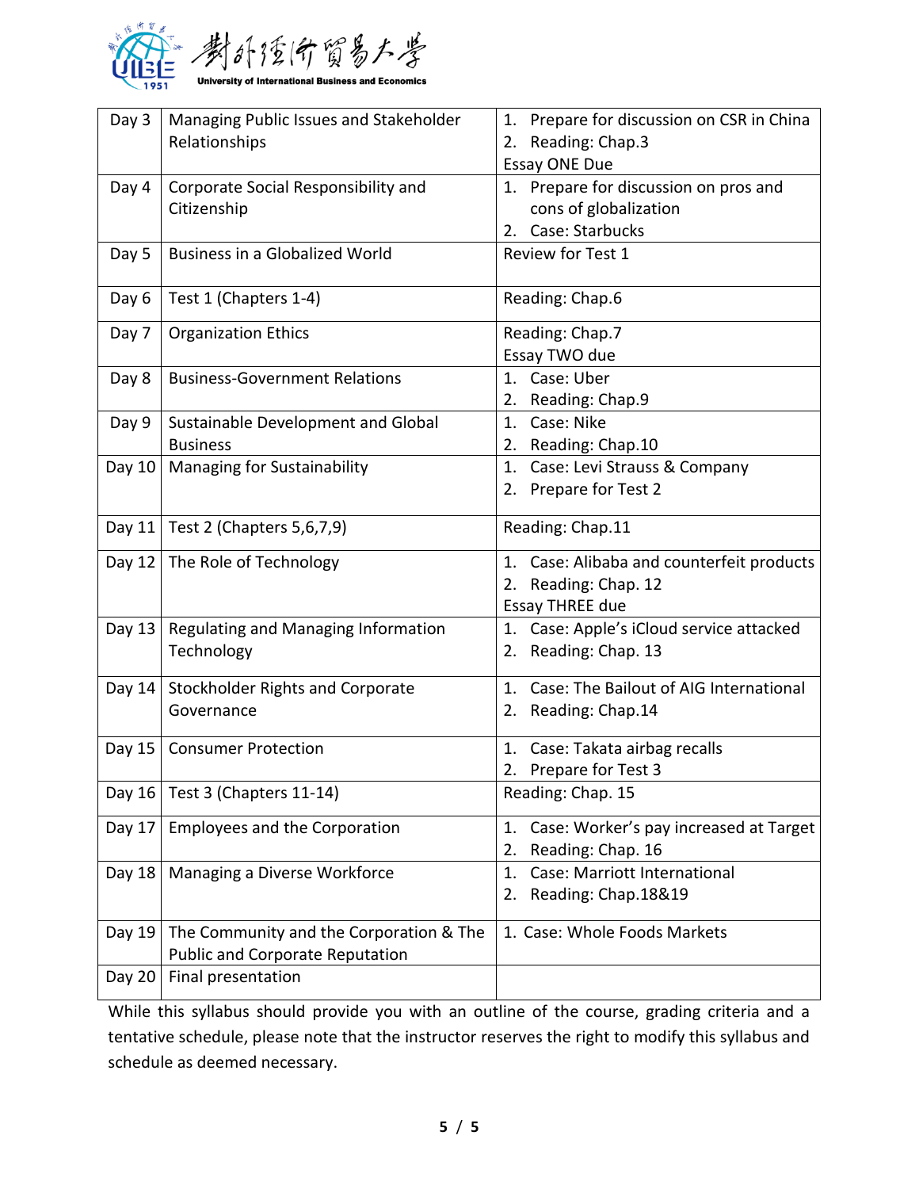| | | |
|---|---|---|
| Day 3 | Managing Public Issues and Stakeholder Relationships | 1. Prepare for discussion on CSR in China<br>2. Reading: Chap.3<br>Essay ONE Due |
| Day 4 | Corporate Social Responsibility and Citizenship | 1. Prepare for discussion on pros and cons of globalization<br>2. Case: Starbucks |
| Day 5 | Business in a Globalized World | Review for Test 1 |
| Day 6 | Test 1 (Chapters 1-4) | Reading: Chap.6 |
| Day 7 | Organization Ethics | Reading: Chap.7<br>Essay TWO due |
| Day 8 | Business-Government Relations | 1. Case: Uber<br>2. Reading: Chap.9 |
| Day 9 | Sustainable Development and Global Business | 1. Case: Nike<br>2. Reading: Chap.10 |
| Day 10 | Managing for Sustainability | 1. Case: Levi Strauss & Company<br>2. Prepare for Test 2 |
| Day 11 | Test 2 (Chapters 5,6,7,9) | Reading: Chap.11 |
| Day 12 | The Role of Technology | 1. Case: Alibaba and counterfeit products<br>2. Reading: Chap. 12<br>Essay THREE due |
| Day 13 | Regulating and Managing Information Technology | 1. Case: Apple's iCloud service attacked<br>2. Reading: Chap. 13 |
| Day 14 | Stockholder Rights and Corporate Governance | 1. Case: The Bailout of AIG International<br>2. Reading: Chap.14 |
| Day 15 | Consumer Protection | 1. Case: Takata airbag recalls<br>2. Prepare for Test 3 |
| Day 16 | Test 3 (Chapters 11-14) | Reading: Chap. 15 |
| Day 17 | Employees and the Corporation | 1. Case: Worker's pay increased at Target<br>2. Reading: Chap. 16 |
| Day 18 | Managing a Diverse Workforce | 1. Case: Marriott International<br>2. Reading: Chap.18&19 |
| Day 19 | The Community and the Corporation & The Public and Corporate Reputation | 1. Case: Whole Foods Markets |
| Day 20 | Final presentation | |

While this syllabus should provide you with an outline of the course, grading criteria and a tentative schedule, please note that the instructor reserves the right to modify this syllabus and schedule as deemed necessary.